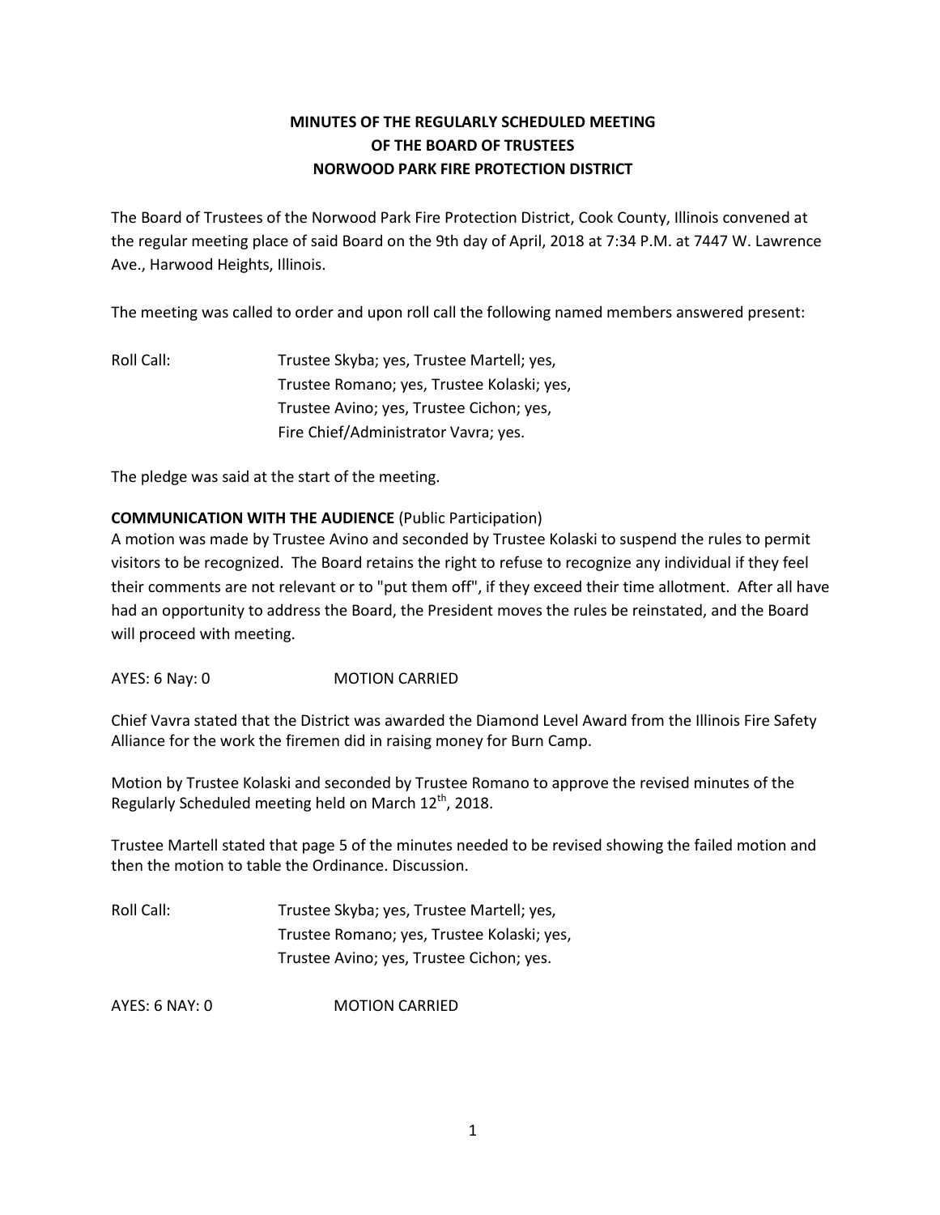**MINUTES OF THE REGULARLY SCHEDULED MEETING**
**OF THE BOARD OF TRUSTEES**
**NORWOOD PARK FIRE PROTECTION DISTRICT**

The Board of Trustees of the Norwood Park Fire Protection District, Cook County, Illinois convened at the regular meeting place of said Board on the 9th day of April, 2018 at 7:34 P.M. at 7447 W. Lawrence Ave., Harwood Heights, Illinois.

The meeting was called to order and upon roll call the following named members answered present:

Roll Call: Trustee Skyba; yes, Trustee Martell; yes,
Trustee Romano; yes, Trustee Kolaski; yes,
Trustee Avino; yes, Trustee Cichon; yes,
Fire Chief/Administrator Vavra; yes.

The pledge was said at the start of the meeting.

**COMMUNICATION WITH THE AUDIENCE** (Public Participation)
A motion was made by Trustee Avino and seconded by Trustee Kolaski to suspend the rules to permit visitors to be recognized. The Board retains the right to refuse to recognize any individual if they feel their comments are not relevant or to "put them off", if they exceed their time allotment. After all have had an opportunity to address the Board, the President moves the rules be reinstated, and the Board will proceed with meeting.

AYES: 6 Nay: 0 MOTION CARRIED

Chief Vavra stated that the District was awarded the Diamond Level Award from the Illinois Fire Safety Alliance for the work the firemen did in raising money for Burn Camp.

Motion by Trustee Kolaski and seconded by Trustee Romano to approve the revised minutes of the Regularly Scheduled meeting held on March 12th, 2018.

Trustee Martell stated that page 5 of the minutes needed to be revised showing the failed motion and then the motion to table the Ordinance. Discussion.

Roll Call: Trustee Skyba; yes, Trustee Martell; yes,
Trustee Romano; yes, Trustee Kolaski; yes,
Trustee Avino; yes, Trustee Cichon; yes.

AYES: 6 NAY: 0 MOTION CARRIED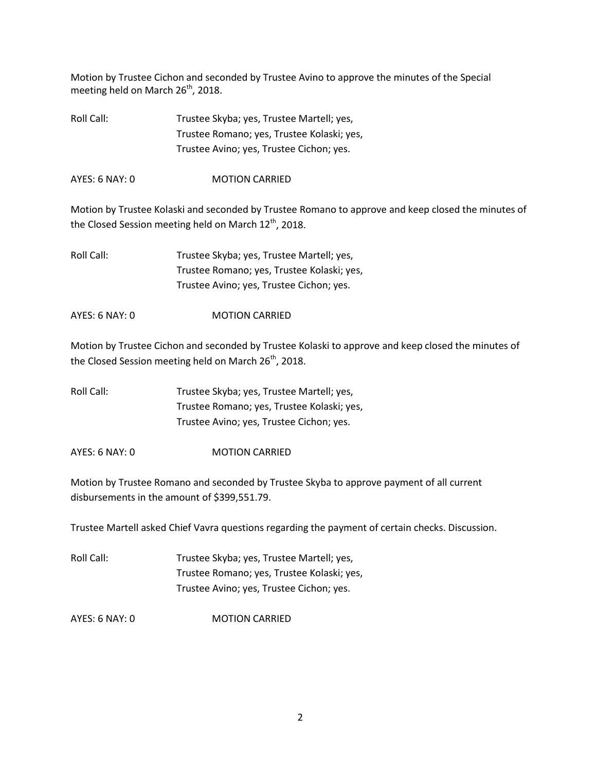Motion by Trustee Cichon and seconded by Trustee Avino to approve the minutes of the Special meeting held on March 26th, 2018.

Roll Call: Trustee Skyba; yes, Trustee Martell; yes,
Trustee Romano; yes, Trustee Kolaski; yes,
Trustee Avino; yes, Trustee Cichon; yes.

AYES: 6 NAY: 0 MOTION CARRIED

Motion by Trustee Kolaski and seconded by Trustee Romano to approve and keep closed the minutes of the Closed Session meeting held on March 12th, 2018.

Roll Call: Trustee Skyba; yes, Trustee Martell; yes,
Trustee Romano; yes, Trustee Kolaski; yes,
Trustee Avino; yes, Trustee Cichon; yes.

AYES: 6 NAY: 0 MOTION CARRIED

Motion by Trustee Cichon and seconded by Trustee Kolaski to approve and keep closed the minutes of the Closed Session meeting held on March 26th, 2018.

Roll Call: Trustee Skyba; yes, Trustee Martell; yes,
Trustee Romano; yes, Trustee Kolaski; yes,
Trustee Avino; yes, Trustee Cichon; yes.

AYES: 6 NAY: 0 MOTION CARRIED

Motion by Trustee Romano and seconded by Trustee Skyba to approve payment of all current disbursements in the amount of $399,551.79.

Trustee Martell asked Chief Vavra questions regarding the payment of certain checks. Discussion.

Roll Call: Trustee Skyba; yes, Trustee Martell; yes,
Trustee Romano; yes, Trustee Kolaski; yes,
Trustee Avino; yes, Trustee Cichon; yes.

AYES: 6 NAY: 0 MOTION CARRIED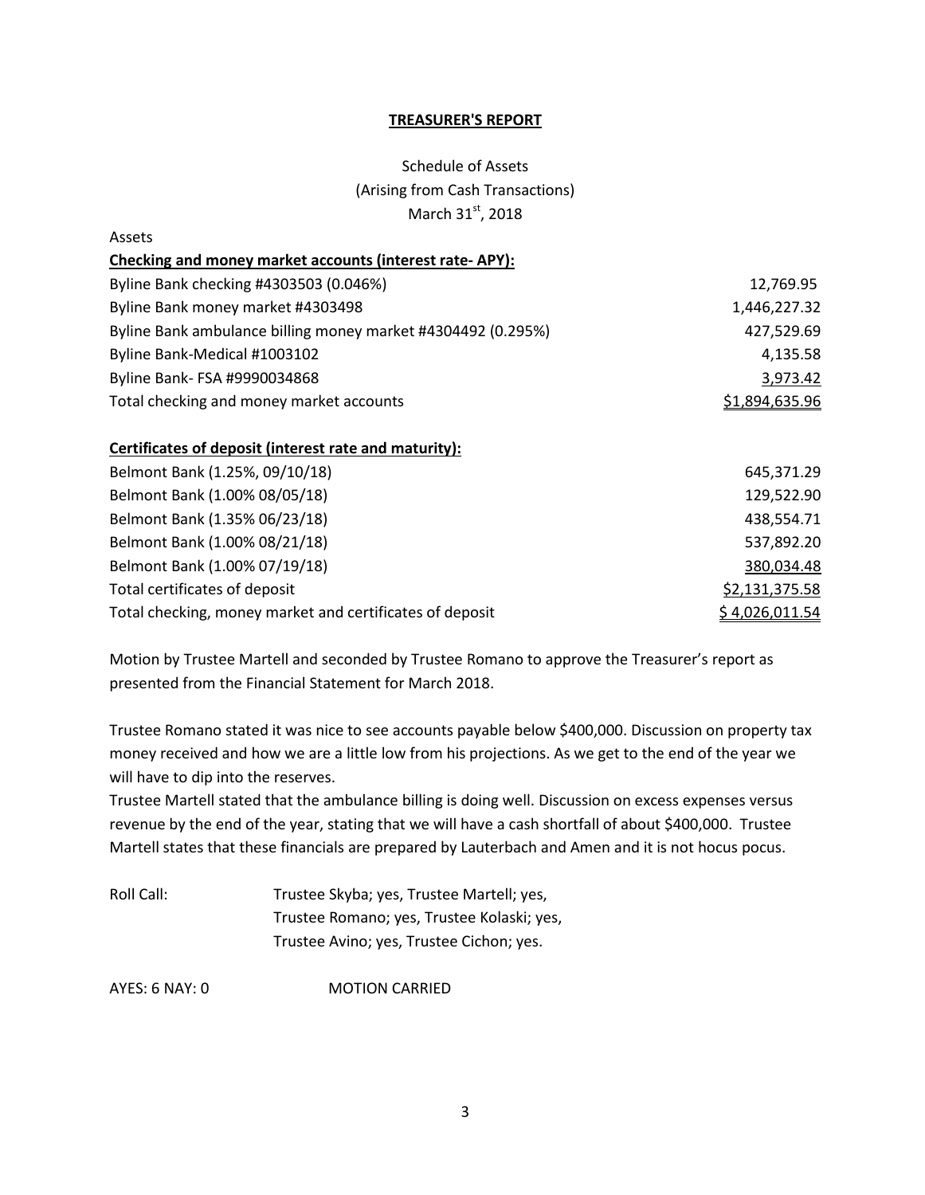## **TREASURER'S REPORT**

Schedule of Assets
(Arising from Cash Transactions)
March 31st, 2018

Assets

| **Checking and money market accounts (interest rate- APY):** | |
|---|---|
| Byline Bank checking #4303503 (0.046%) | 12,769.95 |
| Byline Bank money market #4303498 | 1,446,227.32 |
| Byline Bank ambulance billing money market #4304492 (0.295%) | 427,529.69 |
| Byline Bank-Medical #1003102 | 4,135.58 |
| Byline Bank- FSA #9990034868 | 3,973.42 |
| Total checking and money market accounts | $1,894,635.96 |
| | |
| **Certificates of deposit (interest rate and maturity):** | |
| Belmont Bank (1.25%, 09/10/18) | 645,371.29 |
| Belmont Bank (1.00% 08/05/18) | 129,522.90 |
| Belmont Bank (1.35% 06/23/18) | 438,554.71 |
| Belmont Bank (1.00% 08/21/18) | 537,892.20 |
| Belmont Bank (1.00% 07/19/18) | 380,034.48 |
| Total certificates of deposit | $2,131,375.58 |
| Total checking, money market and certificates of deposit | $ 4,026,011.54 |

Motion by Trustee Martell and seconded by Trustee Romano to approve the Treasurer's report as presented from the Financial Statement for March 2018.

Trustee Romano stated it was nice to see accounts payable below $400,000. Discussion on property tax money received and how we are a little low from his projections. As we get to the end of the year we will have to dip into the reserves.
Trustee Martell stated that the ambulance billing is doing well. Discussion on excess expenses versus revenue by the end of the year, stating that we will have a cash shortfall of about $400,000. Trustee Martell states that these financials are prepared by Lauterbach and Amen and it is not hocus pocus.

Roll Call: Trustee Skyba; yes, Trustee Martell; yes,
Trustee Romano; yes, Trustee Kolaski; yes,
Trustee Avino; yes, Trustee Cichon; yes.

AYES: 6 NAY: 0 MOTION CARRIED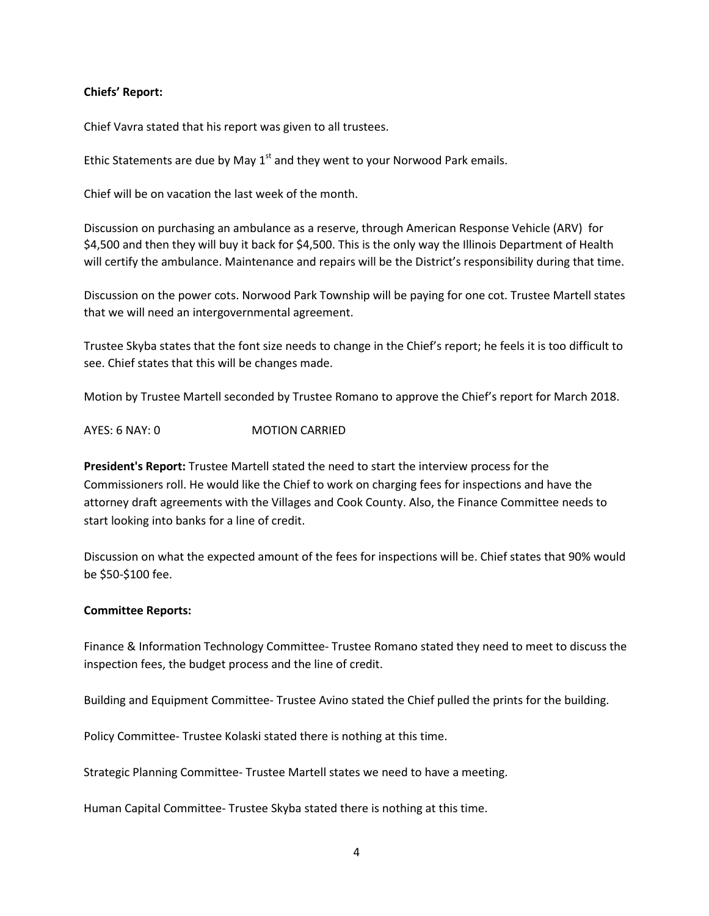**Chiefs' Report:**

Chief Vavra stated that his report was given to all trustees.

Ethic Statements are due by May 1st and they went to your Norwood Park emails.

Chief will be on vacation the last week of the month.

Discussion on purchasing an ambulance as a reserve, through American Response Vehicle (ARV) for $4,500 and then they will buy it back for $4,500. This is the only way the Illinois Department of Health will certify the ambulance. Maintenance and repairs will be the District's responsibility during that time.

Discussion on the power cots. Norwood Park Township will be paying for one cot. Trustee Martell states that we will need an intergovernmental agreement.

Trustee Skyba states that the font size needs to change in the Chief's report; he feels it is too difficult to see. Chief states that this will be changes made.

Motion by Trustee Martell seconded by Trustee Romano to approve the Chief's report for March 2018.

AYES: 6 NAY: 0 MOTION CARRIED

**President's Report:** Trustee Martell stated the need to start the interview process for the Commissioners roll. He would like the Chief to work on charging fees for inspections and have the attorney draft agreements with the Villages and Cook County. Also, the Finance Committee needs to start looking into banks for a line of credit.

Discussion on what the expected amount of the fees for inspections will be. Chief states that 90% would be $50-$100 fee.

**Committee Reports:**

Finance & Information Technology Committee- Trustee Romano stated they need to meet to discuss the inspection fees, the budget process and the line of credit.

Building and Equipment Committee- Trustee Avino stated the Chief pulled the prints for the building.

Policy Committee- Trustee Kolaski stated there is nothing at this time.

Strategic Planning Committee- Trustee Martell states we need to have a meeting.

Human Capital Committee- Trustee Skyba stated there is nothing at this time.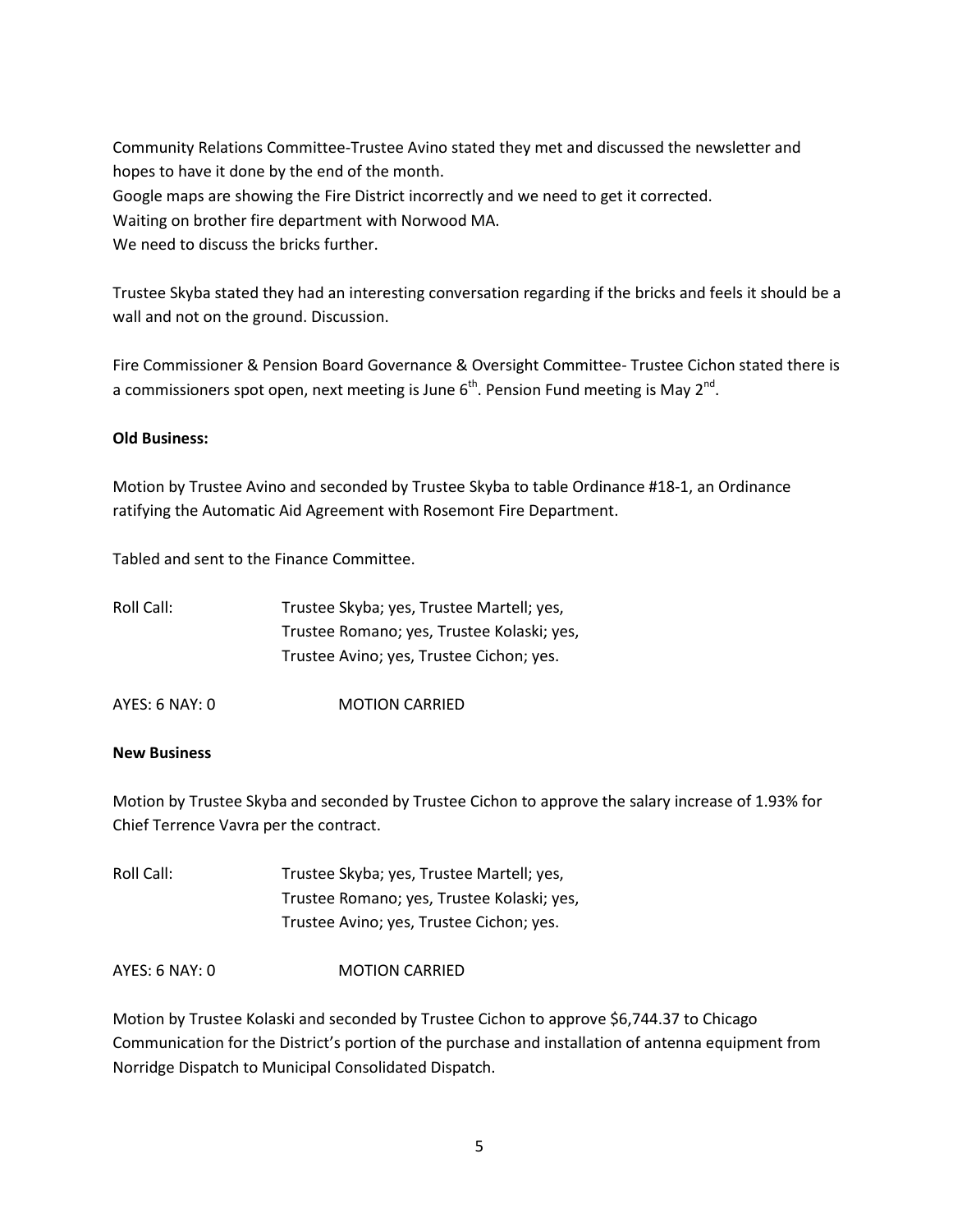Community Relations Committee-Trustee Avino stated they met and discussed the newsletter and hopes to have it done by the end of the month.
Google maps are showing the Fire District incorrectly and we need to get it corrected.
Waiting on brother fire department with Norwood MA.
We need to discuss the bricks further.

Trustee Skyba stated they had an interesting conversation regarding if the bricks and feels it should be a wall and not on the ground. Discussion.

Fire Commissioner & Pension Board Governance & Oversight Committee- Trustee Cichon stated there is a commissioners spot open, next meeting is June 6th. Pension Fund meeting is May 2nd.

**Old Business:**

Motion by Trustee Avino and seconded by Trustee Skyba to table Ordinance #18-1, an Ordinance ratifying the Automatic Aid Agreement with Rosemont Fire Department.

Tabled and sent to the Finance Committee.

Roll Call: Trustee Skyba; yes, Trustee Martell; yes,
Trustee Romano; yes, Trustee Kolaski; yes,
Trustee Avino; yes, Trustee Cichon; yes.

AYES: 6 NAY: 0 MOTION CARRIED

**New Business**

Motion by Trustee Skyba and seconded by Trustee Cichon to approve the salary increase of 1.93% for Chief Terrence Vavra per the contract.

Roll Call: Trustee Skyba; yes, Trustee Martell; yes,
Trustee Romano; yes, Trustee Kolaski; yes,
Trustee Avino; yes, Trustee Cichon; yes.

AYES: 6 NAY: 0 MOTION CARRIED

Motion by Trustee Kolaski and seconded by Trustee Cichon to approve $6,744.37 to Chicago Communication for the District's portion of the purchase and installation of antenna equipment from Norridge Dispatch to Municipal Consolidated Dispatch.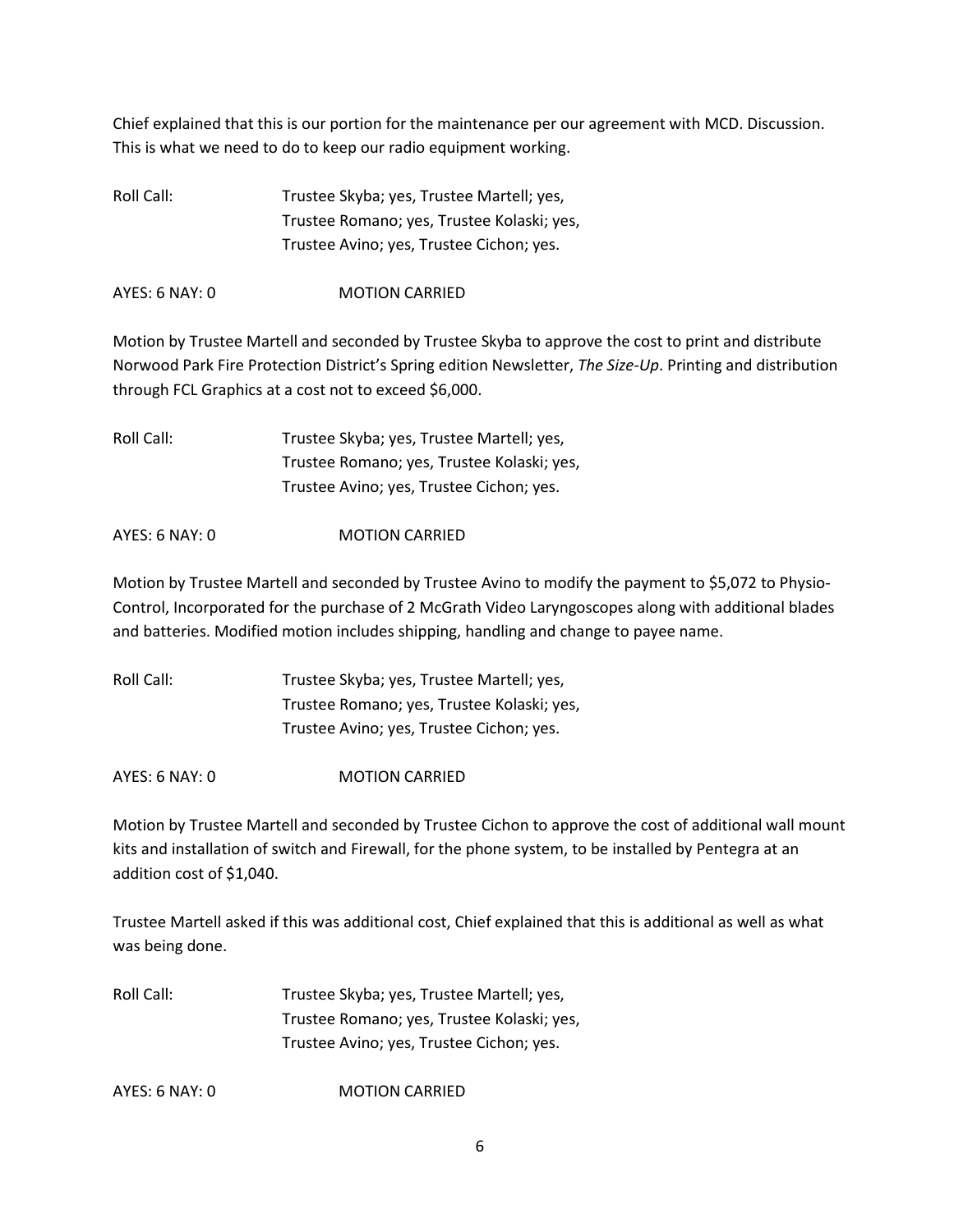Chief explained that this is our portion for the maintenance per our agreement with MCD. Discussion. This is what we need to do to keep our radio equipment working.

Roll Call: Trustee Skyba; yes, Trustee Martell; yes,
Trustee Romano; yes, Trustee Kolaski; yes,
Trustee Avino; yes, Trustee Cichon; yes.

AYES: 6 NAY: 0 MOTION CARRIED

Motion by Trustee Martell and seconded by Trustee Skyba to approve the cost to print and distribute Norwood Park Fire Protection District's Spring edition Newsletter, *The Size-Up*. Printing and distribution through FCL Graphics at a cost not to exceed $6,000.

Roll Call: Trustee Skyba; yes, Trustee Martell; yes,
Trustee Romano; yes, Trustee Kolaski; yes,
Trustee Avino; yes, Trustee Cichon; yes.

AYES: 6 NAY: 0 MOTION CARRIED

Motion by Trustee Martell and seconded by Trustee Avino to modify the payment to $5,072 to Physio-Control, Incorporated for the purchase of 2 McGrath Video Laryngoscopes along with additional blades and batteries. Modified motion includes shipping, handling and change to payee name.

Roll Call: Trustee Skyba; yes, Trustee Martell; yes,
Trustee Romano; yes, Trustee Kolaski; yes,
Trustee Avino; yes, Trustee Cichon; yes.

AYES: 6 NAY: 0 MOTION CARRIED

Motion by Trustee Martell and seconded by Trustee Cichon to approve the cost of additional wall mount kits and installation of switch and Firewall, for the phone system, to be installed by Pentegra at an addition cost of $1,040.

Trustee Martell asked if this was additional cost, Chief explained that this is additional as well as what was being done.

Roll Call: Trustee Skyba; yes, Trustee Martell; yes,
Trustee Romano; yes, Trustee Kolaski; yes,
Trustee Avino; yes, Trustee Cichon; yes.

AYES: 6 NAY: 0 MOTION CARRIED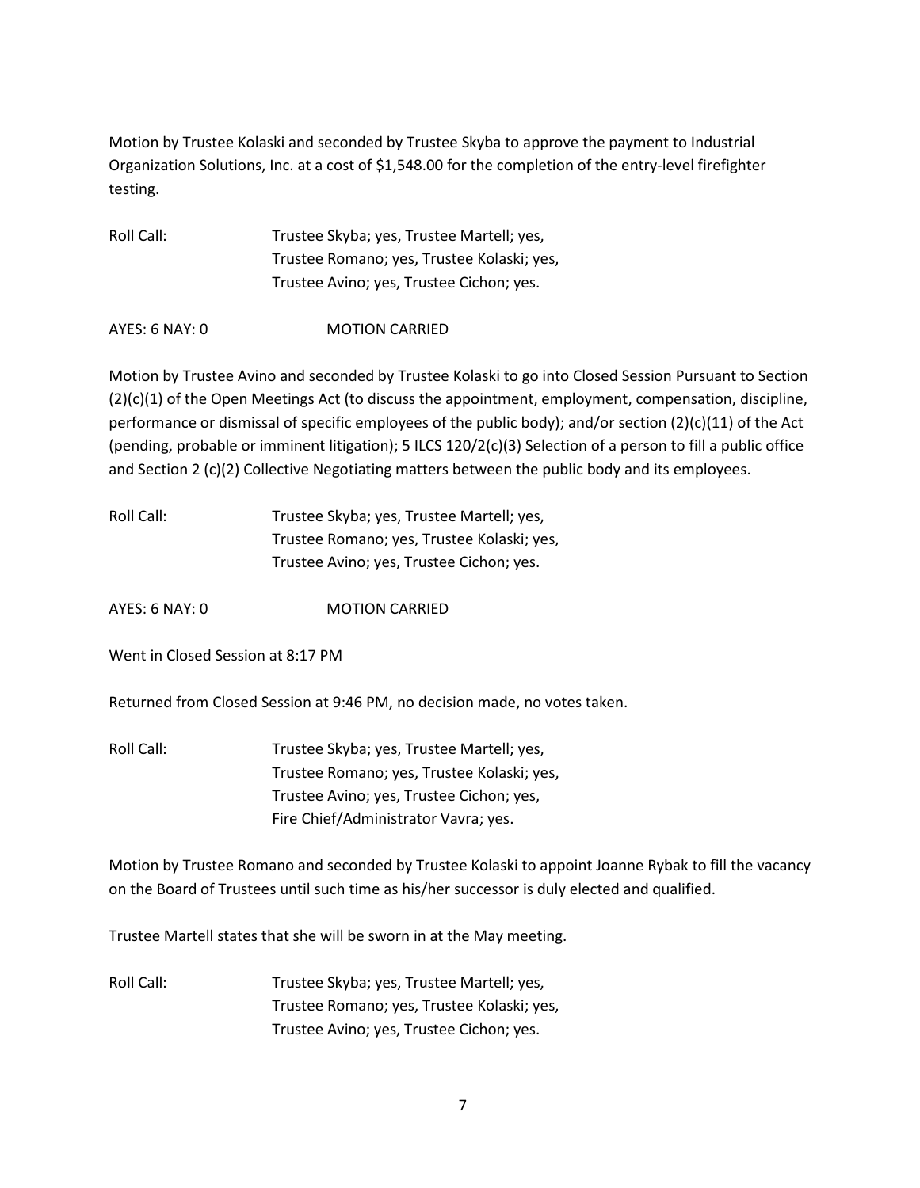Motion by Trustee Kolaski and seconded by Trustee Skyba to approve the payment to Industrial Organization Solutions, Inc. at a cost of $1,548.00 for the completion of the entry-level firefighter testing.

Roll Call: Trustee Skyba; yes, Trustee Martell; yes,
Trustee Romano; yes, Trustee Kolaski; yes,
Trustee Avino; yes, Trustee Cichon; yes.

AYES: 6 NAY: 0 MOTION CARRIED

Motion by Trustee Avino and seconded by Trustee Kolaski to go into Closed Session Pursuant to Section (2)(c)(1) of the Open Meetings Act (to discuss the appointment, employment, compensation, discipline, performance or dismissal of specific employees of the public body); and/or section (2)(c)(11) of the Act (pending, probable or imminent litigation); 5 ILCS 120/2(c)(3) Selection of a person to fill a public office and Section 2 (c)(2) Collective Negotiating matters between the public body and its employees.

Roll Call: Trustee Skyba; yes, Trustee Martell; yes,
Trustee Romano; yes, Trustee Kolaski; yes,
Trustee Avino; yes, Trustee Cichon; yes.

AYES: 6 NAY: 0 MOTION CARRIED

Went in Closed Session at 8:17 PM

Returned from Closed Session at 9:46 PM, no decision made, no votes taken.

Roll Call: Trustee Skyba; yes, Trustee Martell; yes,
Trustee Romano; yes, Trustee Kolaski; yes,
Trustee Avino; yes, Trustee Cichon; yes,
Fire Chief/Administrator Vavra; yes.

Motion by Trustee Romano and seconded by Trustee Kolaski to appoint Joanne Rybak to fill the vacancy on the Board of Trustees until such time as his/her successor is duly elected and qualified.

Trustee Martell states that she will be sworn in at the May meeting.

Roll Call: Trustee Skyba; yes, Trustee Martell; yes,
Trustee Romano; yes, Trustee Kolaski; yes,
Trustee Avino; yes, Trustee Cichon; yes.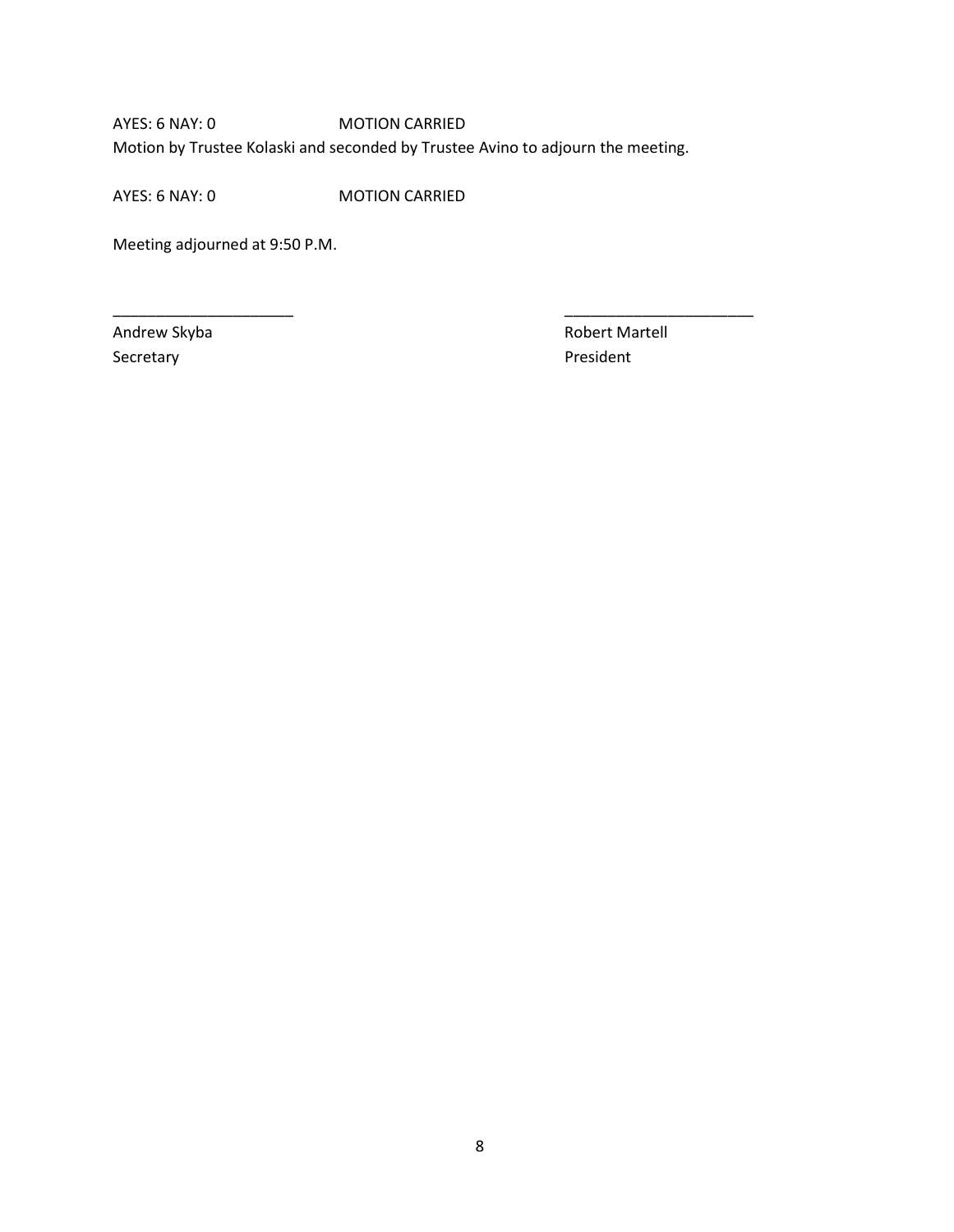AYES: 6 NAY: 0 MOTION CARRIED

Motion by Trustee Kolaski and seconded by Trustee Avino to adjourn the meeting.

AYES: 6 NAY: 0 MOTION CARRIED

Meeting adjourned at 9:50 P.M.

_____________________ _____________________

Andrew Skyba
Secretary

Robert Martell
President